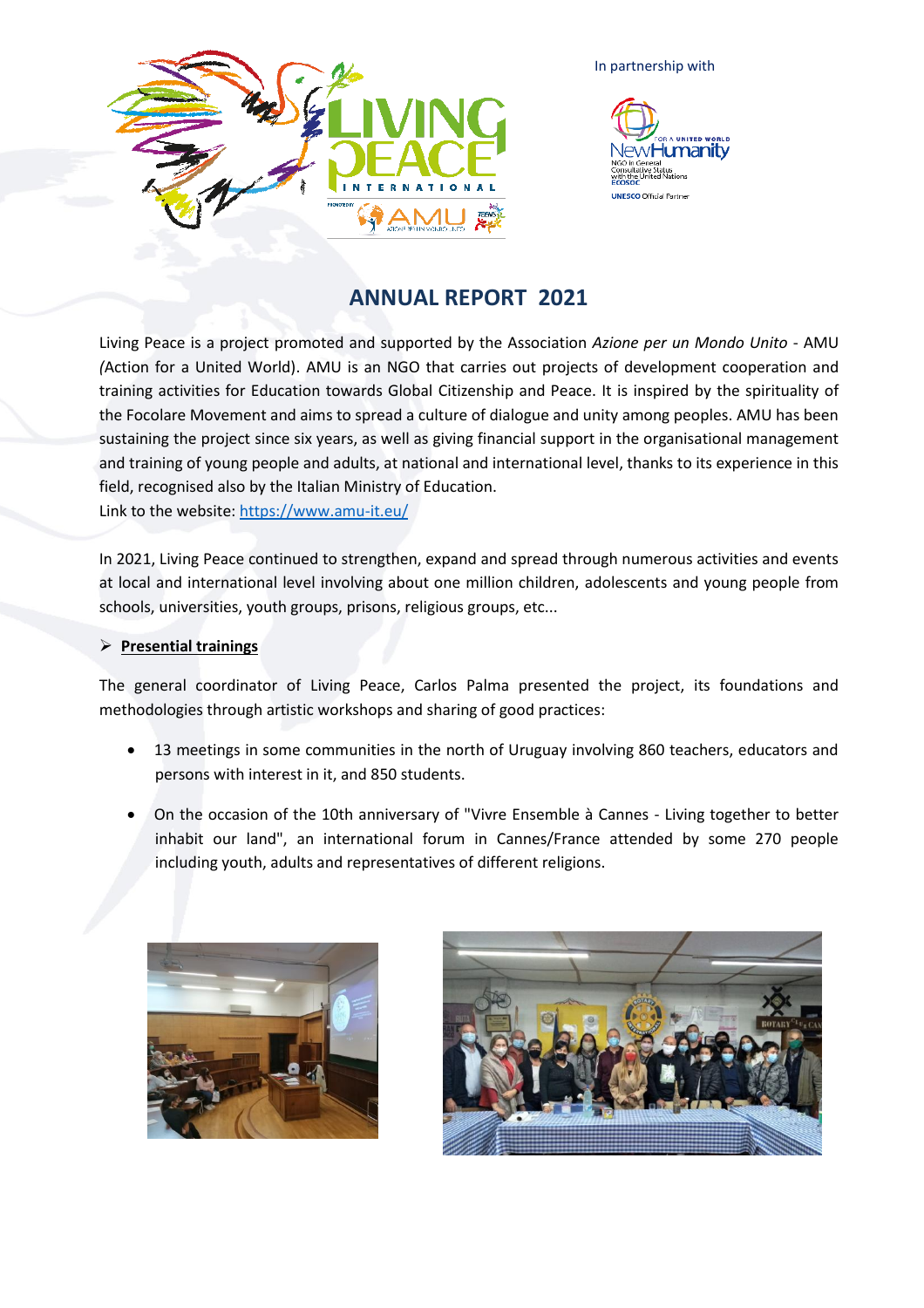In partnership with

# ANNUAL REPORT 2021

Living Peace is a project promoted and supported by the Association *Azione per un Mondo Unito* - AMU *(*Action for a United World). AMU is an NGO that carries out projects of development cooperation and training activities for Education towards Global Citizenship and Peace. It is inspired by the spirituality of the Focolare Movement and aims to spread a culture of dialogue and unity among peoples. AMU has been sustaining the project since six years, as well as giving financial support in the organisational management and training of young people and adults, at national and international level, thanks to its experience in this field, recognised also by the Italian Ministry of Education.
Link to the website: https://www.amu-it.eu/

In 2021, Living Peace continued to strengthen, expand and spread through numerous activities and events at local and international level involving about one million children, adolescents and young people from schools, universities, youth groups, prisons, religious groups, etc...

## **Presential trainings**

The general coordinator of Living Peace, Carlos Palma presented the project, its foundations and methodologies through artistic workshops and sharing of good practices:

- 13 meetings in some communities in the north of Uruguay involving 860 teachers, educators and persons with interest in it, and 850 students.
- On the occasion of the 10th anniversary of "Vivre Ensemble à Cannes - Living together to better inhabit our land", an international forum in Cannes/France attended by some 270 people including youth, adults and representatives of different religions.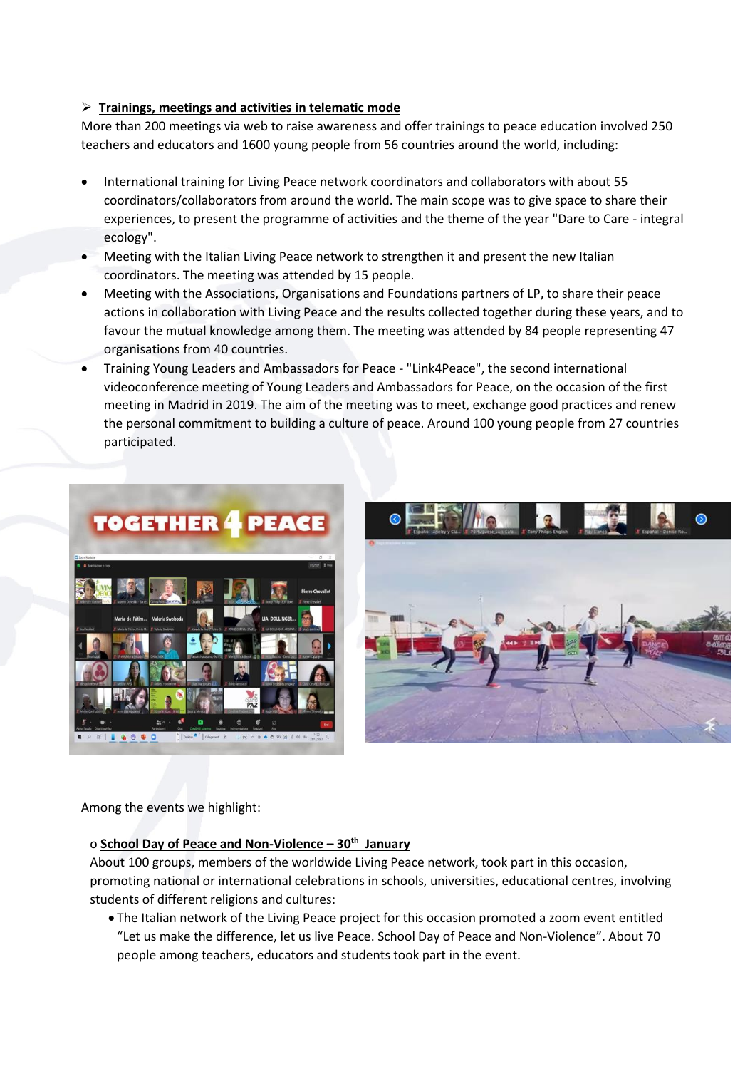➢ **Trainings, meetings and activities in telematic mode**

More than 200 meetings via web to raise awareness and offer trainings to peace education involved 250 teachers and educators and 1600 young people from 56 countries around the world, including:

- International training for Living Peace network coordinators and collaborators with about 55 coordinators/collaborators from around the world. The main scope was to give space to share their experiences, to present the programme of activities and the theme of the year "Dare to Care - integral ecology".
- Meeting with the Italian Living Peace network to strengthen it and present the new Italian coordinators. The meeting was attended by 15 people.
- Meeting with the Associations, Organisations and Foundations partners of LP, to share their peace actions in collaboration with Living Peace and the results collected together during these years, and to favour the mutual knowledge among them. The meeting was attended by 84 people representing 47 organisations from 40 countries.
- Training Young Leaders and Ambassadors for Peace - "Link4Peace", the second international videoconference meeting of Young Leaders and Ambassadors for Peace, on the occasion of the first meeting in Madrid in 2019. The aim of the meeting was to meet, exchange good practices and renew the personal commitment to building a culture of peace. Around 100 young people from 27 countries participated.

Among the events we highlight:

o **School Day of Peace and Non-Violence – 30th January**

About 100 groups, members of the worldwide Living Peace network, took part in this occasion, promoting national or international celebrations in schools, universities, educational centres, involving students of different religions and cultures:

- The Italian network of the Living Peace project for this occasion promoted a zoom event entitled "Let us make the difference, let us live Peace. School Day of Peace and Non-Violence". About 70 people among teachers, educators and students took part in the event.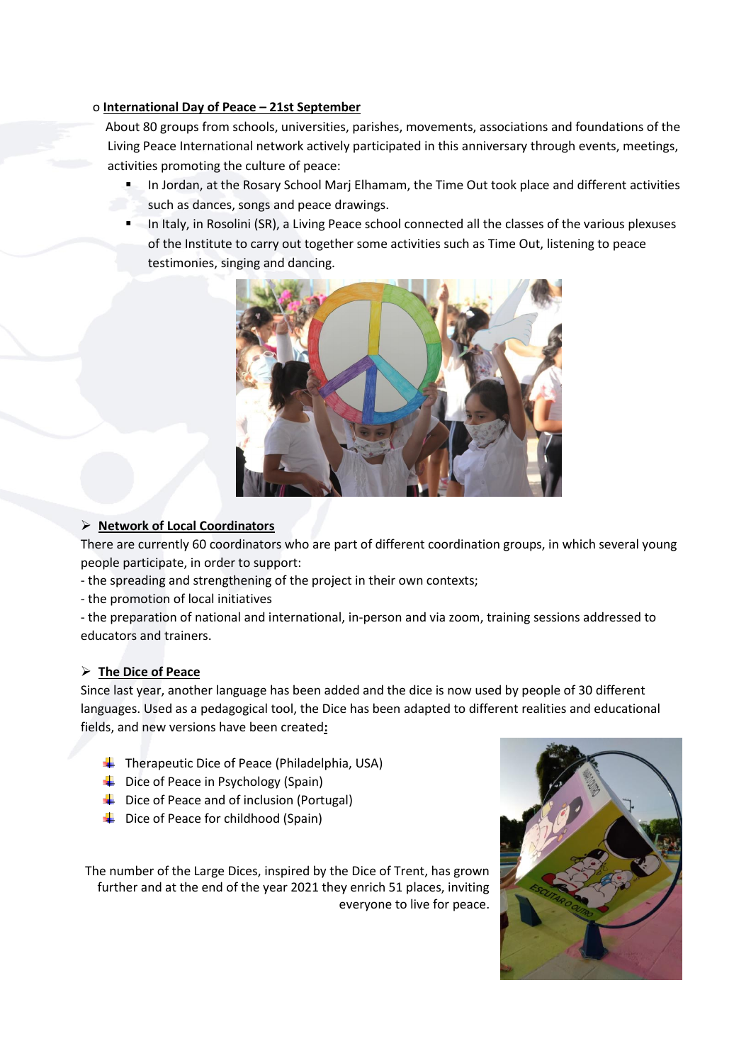- **International Day of Peace – 21st September**

  About 80 groups from schools, universities, parishes, movements, associations and foundations of the Living Peace International network actively participated in this anniversary through events, meetings, activities promoting the culture of peace:

  - In Jordan, at the Rosary School Marj Elhamam, the Time Out took place and different activities such as dances, songs and peace drawings.
  - In Italy, in Rosolini (SR), a Living Peace school connected all the classes of the various plexuses of the Institute to carry out together some activities such as Time Out, listening to peace testimonies, singing and dancing.

## Network of Local Coordinators

There are currently 60 coordinators who are part of different coordination groups, in which several young people participate, in order to support:

- the spreading and strengthening of the project in their own contexts;
- the promotion of local initiatives
- the preparation of national and international, in-person and via zoom, training sessions addressed to educators and trainers.

## The Dice of Peace

Since last year, another language has been added and the dice is now used by people of 30 different languages. Used as a pedagogical tool, the Dice has been adapted to different realities and educational fields, and new versions have been created**:**

- Therapeutic Dice of Peace (Philadelphia, USA)
- Dice of Peace in Psychology (Spain)
- Dice of Peace and of inclusion (Portugal)
- Dice of Peace for childhood (Spain)

The number of the Large Dices, inspired by the Dice of Trent, has grown further and at the end of the year 2021 they enrich 51 places, inviting everyone to live for peace.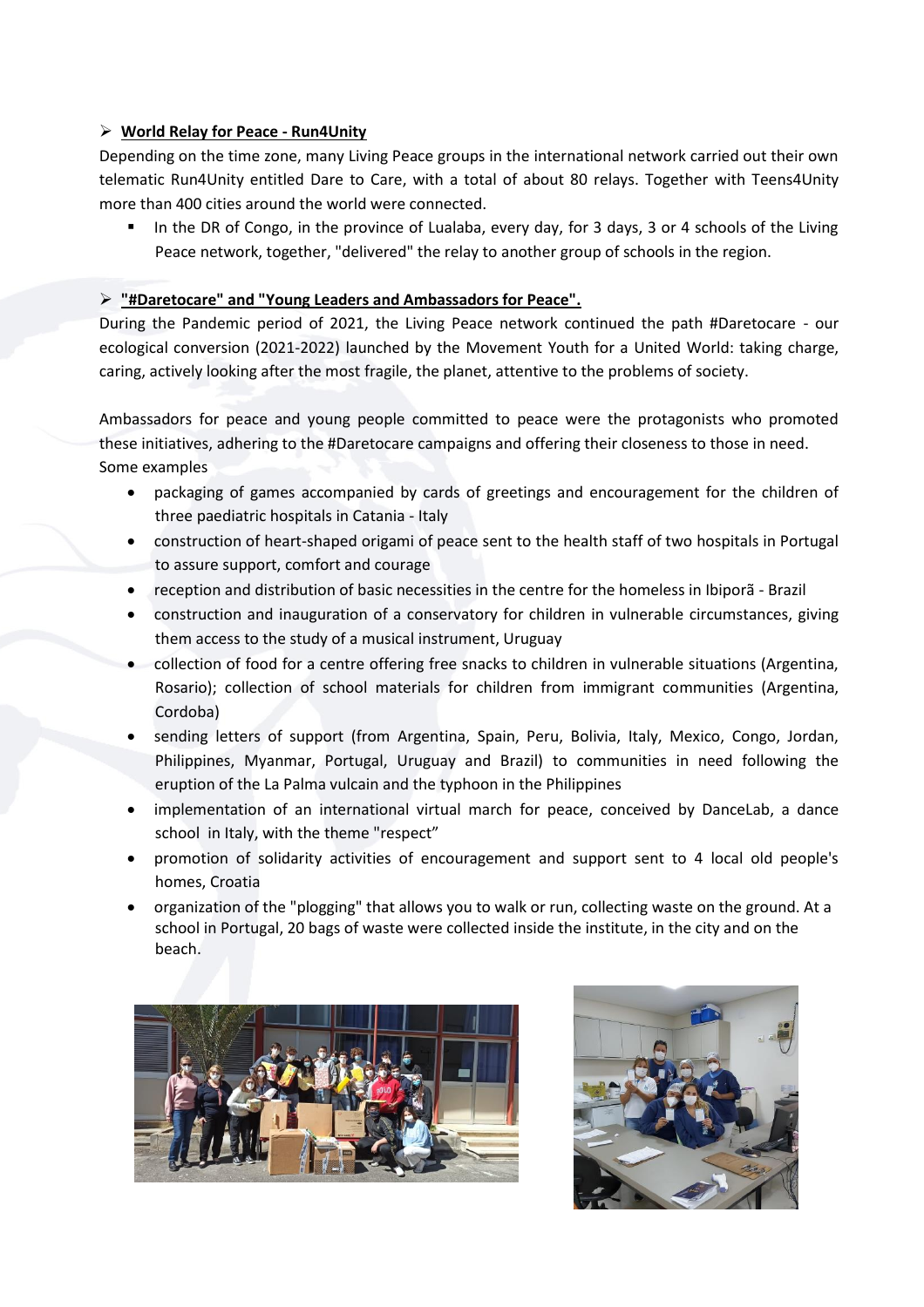- **World Relay for Peace - Run4Unity**

Depending on the time zone, many Living Peace groups in the international network carried out their own telematic Run4Unity entitled Dare to Care, with a total of about 80 relays. Together with Teens4Unity more than 400 cities around the world were connected.

- In the DR of Congo, in the province of Lualaba, every day, for 3 days, 3 or 4 schools of the Living Peace network, together, "delivered" the relay to another group of schools in the region.

- **"#Daretocare" and "Young Leaders and Ambassadors for Peace".**

During the Pandemic period of 2021, the Living Peace network continued the path #Daretocare - our ecological conversion (2021-2022) launched by the Movement Youth for a United World: taking charge, caring, actively looking after the most fragile, the planet, attentive to the problems of society.

Ambassadors for peace and young people committed to peace were the protagonists who promoted these initiatives, adhering to the #Daretocare campaigns and offering their closeness to those in need. Some examples

- packaging of games accompanied by cards of greetings and encouragement for the children of three paediatric hospitals in Catania - Italy
- construction of heart-shaped origami of peace sent to the health staff of two hospitals in Portugal to assure support, comfort and courage
- reception and distribution of basic necessities in the centre for the homeless in Ibiporã - Brazil
- construction and inauguration of a conservatory for children in vulnerable circumstances, giving them access to the study of a musical instrument, Uruguay
- collection of food for a centre offering free snacks to children in vulnerable situations (Argentina, Rosario); collection of school materials for children from immigrant communities (Argentina, Cordoba)
- sending letters of support (from Argentina, Spain, Peru, Bolivia, Italy, Mexico, Congo, Jordan, Philippines, Myanmar, Portugal, Uruguay and Brazil) to communities in need following the eruption of the La Palma vulcain and the typhoon in the Philippines
- implementation of an international virtual march for peace, conceived by DanceLab, a dance school in Italy, with the theme "respect"
- promotion of solidarity activities of encouragement and support sent to 4 local old people's homes, Croatia
- organization of the "plogging" that allows you to walk or run, collecting waste on the ground. At a school in Portugal, 20 bags of waste were collected inside the institute, in the city and on the beach.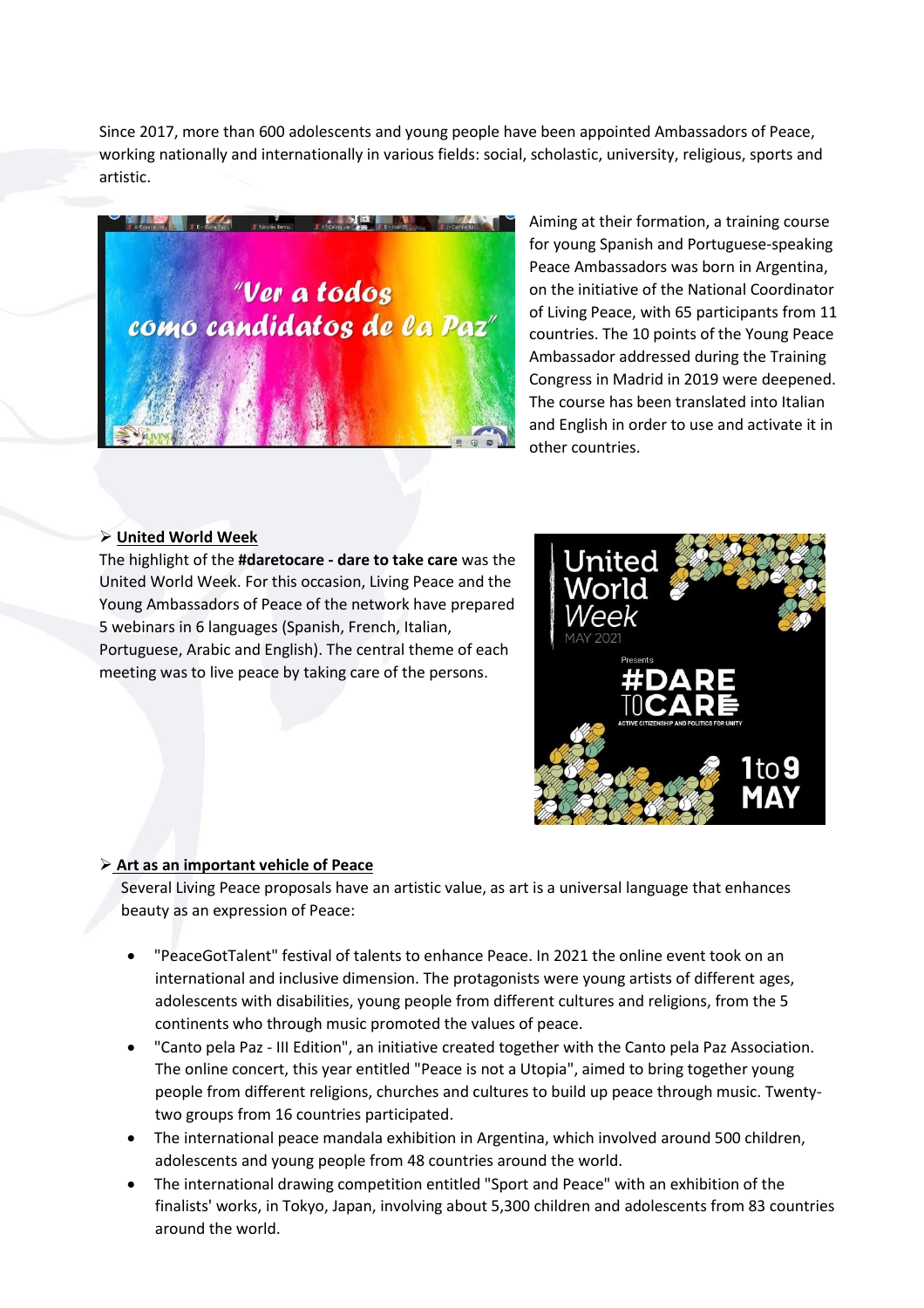Since 2017, more than 600 adolescents and young people have been appointed Ambassadors of Peace, working nationally and internationally in various fields: social, scholastic, university, religious, sports and artistic.

Aiming at their formation, a training course for young Spanish and Portuguese-speaking Peace Ambassadors was born in Argentina, on the initiative of the National Coordinator of Living Peace, with 65 participants from 11 countries. The 10 points of the Young Peace Ambassador addressed during the Training Congress in Madrid in 2019 were deepened. The course has been translated into Italian and English in order to use and activate it in other countries.

- **United World Week**

The highlight of the **#daretocare - dare to take care** was the United World Week. For this occasion, Living Peace and the Young Ambassadors of Peace of the network have prepared 5 webinars in 6 languages (Spanish, French, Italian, Portuguese, Arabic and English). The central theme of each meeting was to live peace by taking care of the persons.

- **Art as an important vehicle of Peace**

Several Living Peace proposals have an artistic value, as art is a universal language that enhances beauty as an expression of Peace:

- "PeaceGotTalent" festival of talents to enhance Peace. In 2021 the online event took on an international and inclusive dimension. The protagonists were young artists of different ages, adolescents with disabilities, young people from different cultures and religions, from the 5 continents who through music promoted the values of peace.
- "Canto pela Paz - III Edition", an initiative created together with the Canto pela Paz Association. The online concert, this year entitled "Peace is not a Utopia", aimed to bring together young people from different religions, churches and cultures to build up peace through music. Twenty-two groups from 16 countries participated.
- The international peace mandala exhibition in Argentina, which involved around 500 children, adolescents and young people from 48 countries around the world.
- The international drawing competition entitled "Sport and Peace" with an exhibition of the finalists' works, in Tokyo, Japan, involving about 5,300 children and adolescents from 83 countries around the world.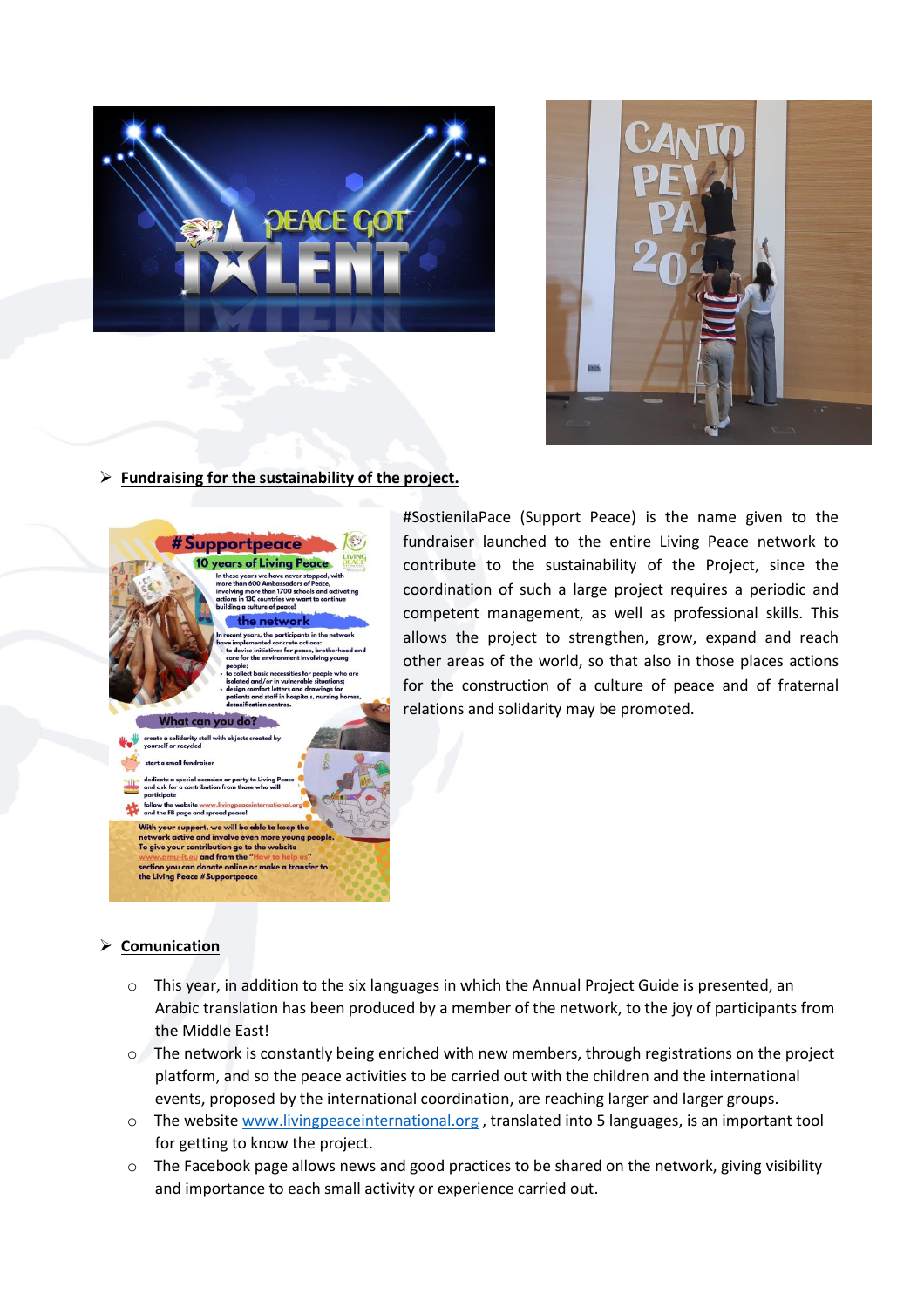- **Fundraising for the sustainability of the project.**

#SostienilaPace (Support Peace) is the name given to the fundraiser launched to the entire Living Peace network to contribute to the sustainability of the Project, since the coordination of such a large project requires a periodic and competent management, as well as professional skills. This allows the project to strengthen, grow, expand and reach other areas of the world, so that also in those places actions for the construction of a culture of peace and of fraternal relations and solidarity may be promoted.

- **Comunication**
  - This year, in addition to the six languages in which the Annual Project Guide is presented, an Arabic translation has been produced by a member of the network, to the joy of participants from the Middle East!
  - The network is constantly being enriched with new members, through registrations on the project platform, and so the peace activities to be carried out with the children and the international events, proposed by the international coordination, are reaching larger and larger groups.
  - The website www.livingpeaceinternational.org , translated into 5 languages, is an important tool for getting to know the project.
  - The Facebook page allows news and good practices to be shared on the network, giving visibility and importance to each small activity or experience carried out.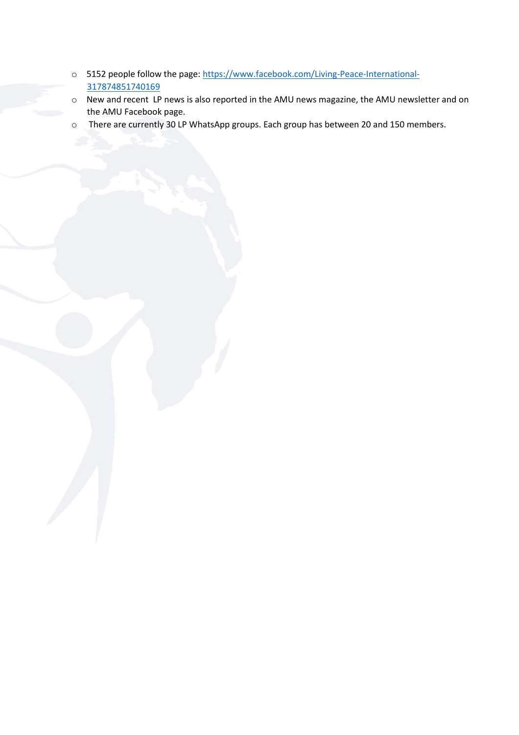- 5152 people follow the page: https://www.facebook.com/Living-Peace-International-317874851740169
- New and recent LP news is also reported in the AMU news magazine, the AMU newsletter and on the AMU Facebook page.
- There are currently 30 LP WhatsApp groups. Each group has between 20 and 150 members.